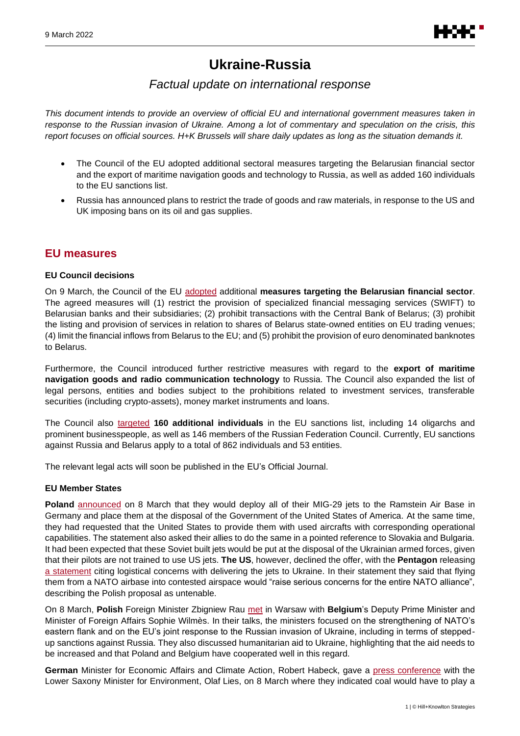# Ukraine-Russia

## *Factual update on international response*

*This document intends to provide an overview of official EU and international government measures taken in response to the Russian invasion of Ukraine. Among a lot of commentary and speculation on the crisis, this report focuses on official sources. H+K Brussels will share daily updates as long as the situation demands it.*

- The Council of the EU adopted additional sectoral measures targeting the Belarusian financial sector and the export of maritime navigation goods and technology to Russia, as well as added 160 individuals to the EU sanctions list.
- Russia has announced plans to restrict the trade of goods and raw materials, in response to the US and UK imposing bans on its oil and gas supplies.

## EU measures

### EU Council decisions

On 9 March, the Council of the EU adopted additional **measures targeting the Belarusian financial sector**. The agreed measures will (1) restrict the provision of specialized financial messaging services (SWIFT) to Belarusian banks and their subsidiaries; (2) prohibit transactions with the Central Bank of Belarus; (3) prohibit the listing and provision of services in relation to shares of Belarus state-owned entities on EU trading venues; (4) limit the financial inflows from Belarus to the EU; and (5) prohibit the provision of euro denominated banknotes to Belarus.

Furthermore, the Council introduced further restrictive measures with regard to the **export of maritime navigation goods and radio communication technology** to Russia. The Council also expanded the list of legal persons, entities and bodies subject to the prohibitions related to investment services, transferable securities (including crypto-assets), money market instruments and loans.

The Council also targeted **160 additional individuals** in the EU sanctions list, including 14 oligarchs and prominent businesspeople, as well as 146 members of the Russian Federation Council. Currently, EU sanctions against Russia and Belarus apply to a total of 862 individuals and 53 entities.

The relevant legal acts will soon be published in the EU's Official Journal.

### EU Member States

**Poland** announced on 8 March that they would deploy all of their MIG-29 jets to the Ramstein Air Base in Germany and place them at the disposal of the Government of the United States of America. At the same time, they had requested that the United States to provide them with used aircrafts with corresponding operational capabilities. The statement also asked their allies to do the same in a pointed reference to Slovakia and Bulgaria. It had been expected that these Soviet built jets would be put at the disposal of the Ukrainian armed forces, given that their pilots are not trained to use US jets. **The US**, however, declined the offer, with the **Pentagon** releasing a statement citing logistical concerns with delivering the jets to Ukraine. In their statement they said that flying them from a NATO airbase into contested airspace would "raise serious concerns for the entire NATO alliance", describing the Polish proposal as untenable.

On 8 March, **Polish** Foreign Minister Zbigniew Rau met in Warsaw with **Belgium**'s Deputy Prime Minister and Minister of Foreign Affairs Sophie Wilmès. In their talks, the ministers focused on the strengthening of NATO's eastern flank and on the EU's joint response to the Russian invasion of Ukraine, including in terms of stepped-up sanctions against Russia. They also discussed humanitarian aid to Ukraine, highlighting that the aid needs to be increased and that Poland and Belgium have cooperated well in this regard.

**German** Minister for Economic Affairs and Climate Action, Robert Habeck, gave a press conference with the Lower Saxony Minister for Environment, Olaf Lies, on 8 March where they indicated coal would have to play a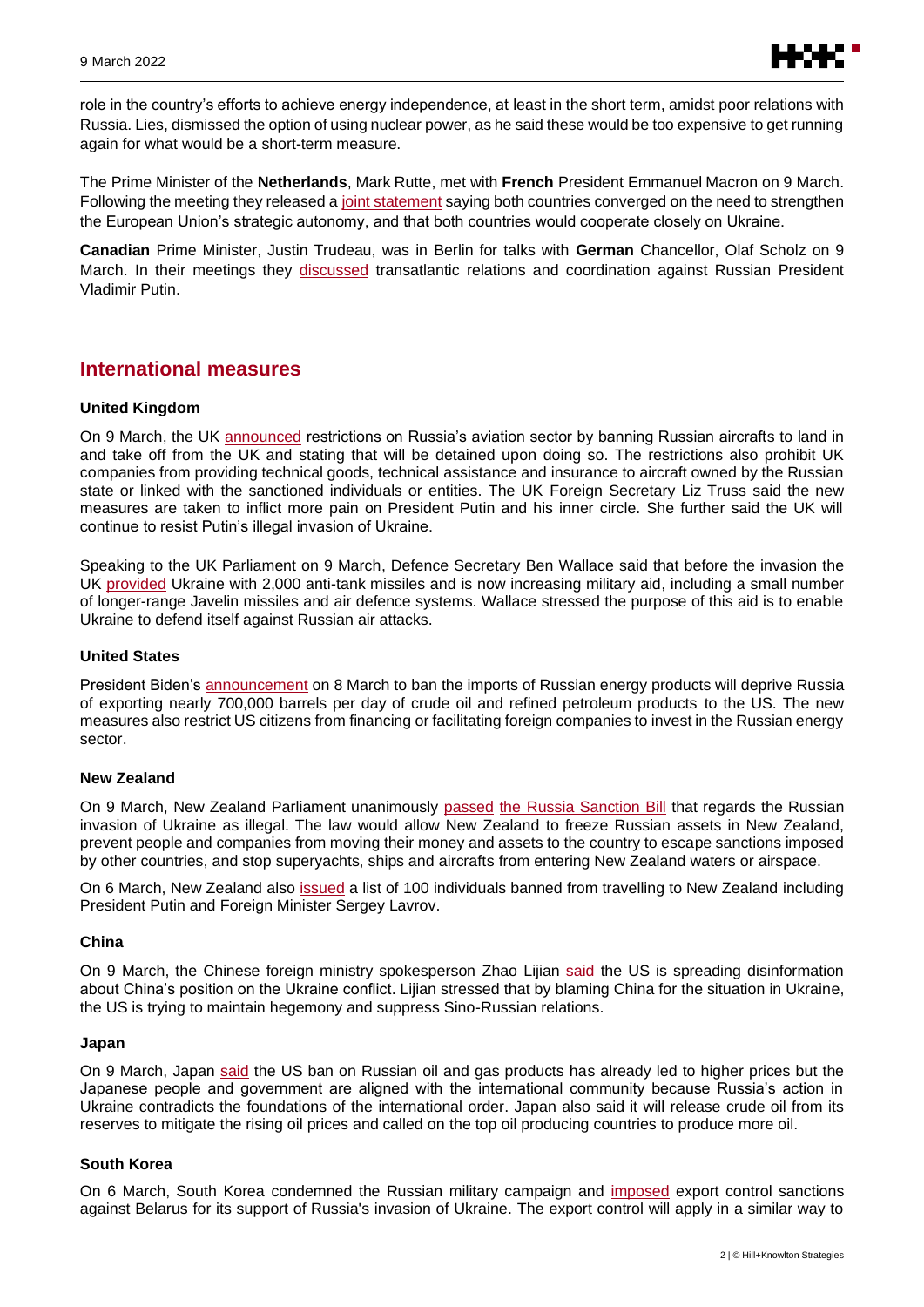role in the country's efforts to achieve energy independence, at least in the short term, amidst poor relations with Russia. Lies, dismissed the option of using nuclear power, as he said these would be too expensive to get running again for what would be a short-term measure.

The Prime Minister of the **Netherlands**, Mark Rutte, met with **French** President Emmanuel Macron on 9 March. Following the meeting they released a joint statement saying both countries converged on the need to strengthen the European Union's strategic autonomy, and that both countries would cooperate closely on Ukraine.

**Canadian** Prime Minister, Justin Trudeau, was in Berlin for talks with **German** Chancellor, Olaf Scholz on 9 March. In their meetings they discussed transatlantic relations and coordination against Russian President Vladimir Putin.

## International measures

### United Kingdom

On 9 March, the UK announced restrictions on Russia's aviation sector by banning Russian aircrafts to land in and take off from the UK and stating that will be detained upon doing so. The restrictions also prohibit UK companies from providing technical goods, technical assistance and insurance to aircraft owned by the Russian state or linked with the sanctioned individuals or entities. The UK Foreign Secretary Liz Truss said the new measures are taken to inflict more pain on President Putin and his inner circle. She further said the UK will continue to resist Putin's illegal invasion of Ukraine.

Speaking to the UK Parliament on 9 March, Defence Secretary Ben Wallace said that before the invasion the UK provided Ukraine with 2,000 anti-tank missiles and is now increasing military aid, including a small number of longer-range Javelin missiles and air defence systems. Wallace stressed the purpose of this aid is to enable Ukraine to defend itself against Russian air attacks.

### United States

President Biden's announcement on 8 March to ban the imports of Russian energy products will deprive Russia of exporting nearly 700,000 barrels per day of crude oil and refined petroleum products to the US. The new measures also restrict US citizens from financing or facilitating foreign companies to invest in the Russian energy sector.

### New Zealand

On 9 March, New Zealand Parliament unanimously passed the Russia Sanction Bill that regards the Russian invasion of Ukraine as illegal. The law would allow New Zealand to freeze Russian assets in New Zealand, prevent people and companies from moving their money and assets to the country to escape sanctions imposed by other countries, and stop superyachts, ships and aircrafts from entering New Zealand waters or airspace.

On 6 March, New Zealand also issued a list of 100 individuals banned from travelling to New Zealand including President Putin and Foreign Minister Sergey Lavrov.

### China

On 9 March, the Chinese foreign ministry spokesperson Zhao Lijian said the US is spreading disinformation about China's position on the Ukraine conflict. Lijian stressed that by blaming China for the situation in Ukraine, the US is trying to maintain hegemony and suppress Sino-Russian relations.

### Japan

On 9 March, Japan said the US ban on Russian oil and gas products has already led to higher prices but the Japanese people and government are aligned with the international community because Russia's action in Ukraine contradicts the foundations of the international order. Japan also said it will release crude oil from its reserves to mitigate the rising oil prices and called on the top oil producing countries to produce more oil.

### South Korea

On 6 March, South Korea condemned the Russian military campaign and imposed export control sanctions against Belarus for its support of Russia's invasion of Ukraine. The export control will apply in a similar way to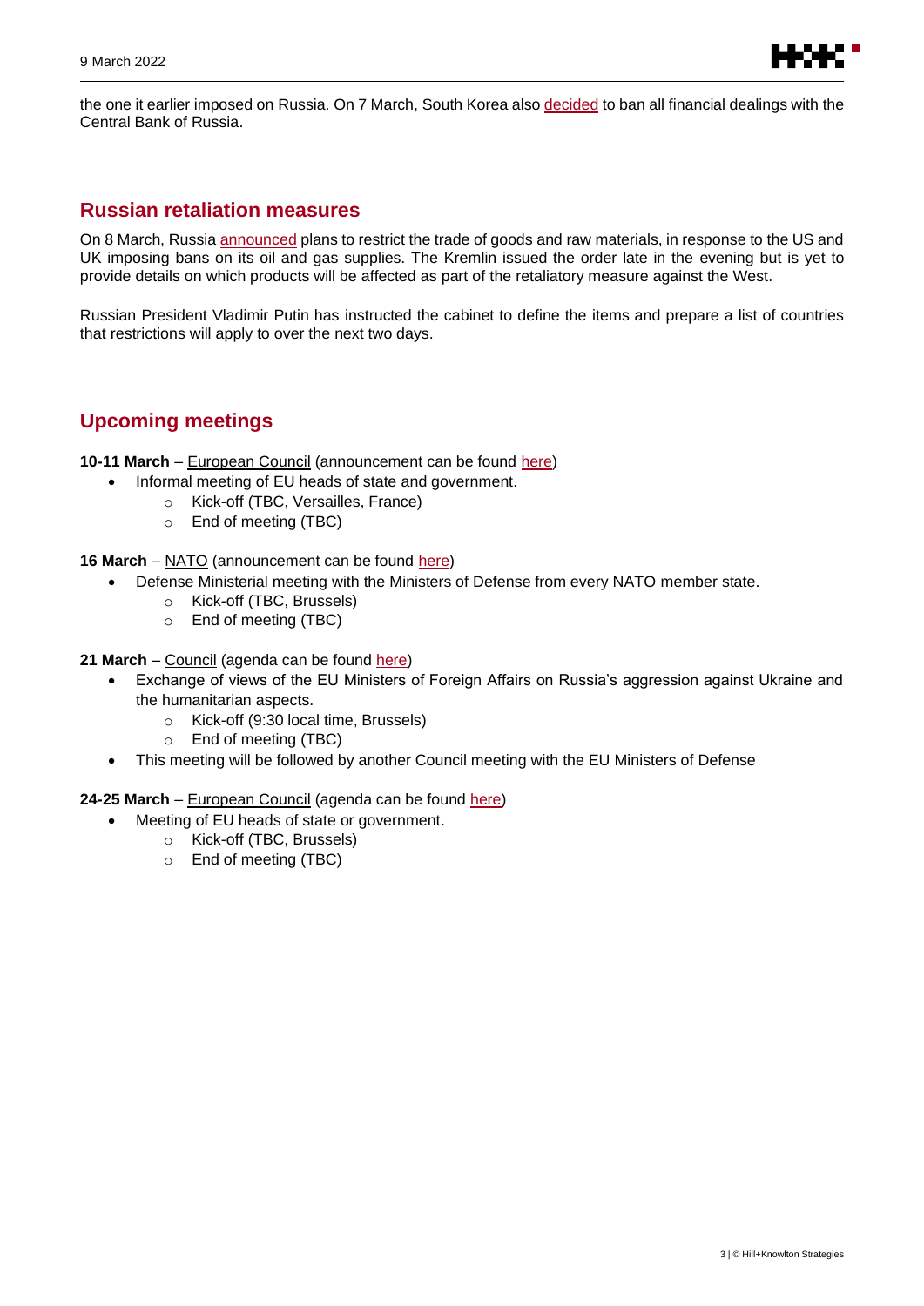the one it earlier imposed on Russia. On 7 March, South Korea also decided to ban all financial dealings with the Central Bank of Russia.

## Russian retaliation measures

On 8 March, Russia announced plans to restrict the trade of goods and raw materials, in response to the US and UK imposing bans on its oil and gas supplies. The Kremlin issued the order late in the evening but is yet to provide details on which products will be affected as part of the retaliatory measure against the West.

Russian President Vladimir Putin has instructed the cabinet to define the items and prepare a list of countries that restrictions will apply to over the next two days.

## Upcoming meetings

**10-11 March** – European Council (announcement can be found here)

- Informal meeting of EU heads of state and government.
  - Kick-off (TBC, Versailles, France)
  - End of meeting (TBC)

**16 March** – NATO (announcement can be found here)

- Defense Ministerial meeting with the Ministers of Defense from every NATO member state.
  - Kick-off (TBC, Brussels)
  - End of meeting (TBC)

**21 March** – Council (agenda can be found here)

- Exchange of views of the EU Ministers of Foreign Affairs on Russia's aggression against Ukraine and the humanitarian aspects.
  - Kick-off (9:30 local time, Brussels)
  - End of meeting (TBC)
- This meeting will be followed by another Council meeting with the EU Ministers of Defense

**24-25 March** – European Council (agenda can be found here)

- Meeting of EU heads of state or government.
  - Kick-off (TBC, Brussels)
  - End of meeting (TBC)